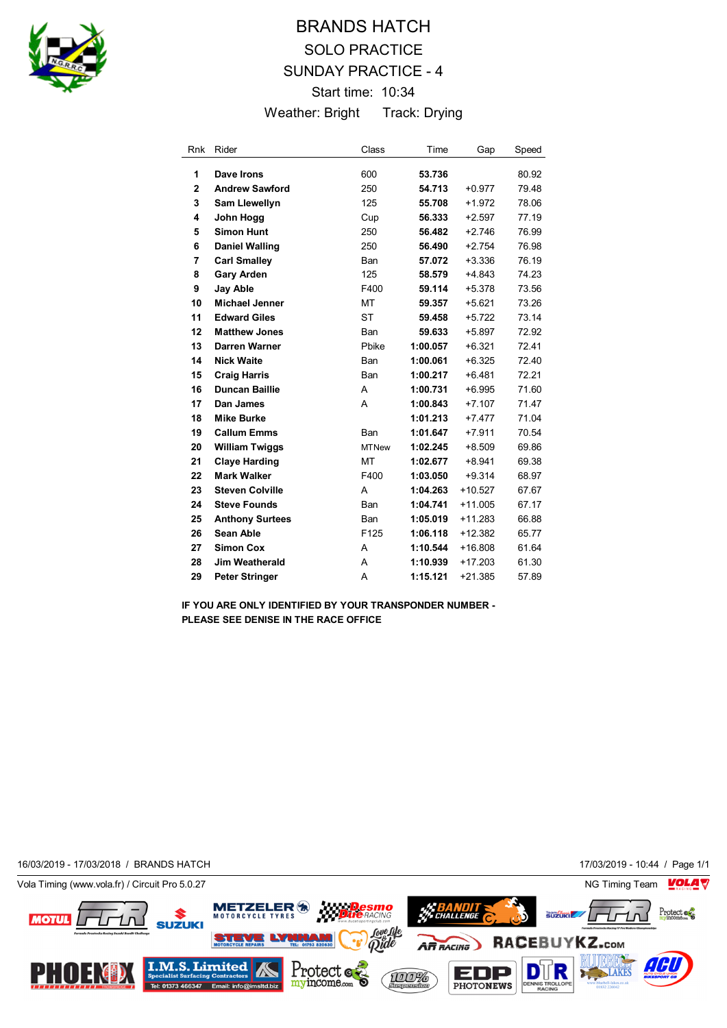# BRANDS HATCH

## SOLO PRACTICE

## SUNDAY PRACTICE - 4

Start time: 10:34

Weather: Bright     Track: Drying

| Rnk | Rider | Class | Time | Gap | Speed |
|---|---|---|---|---|---|
| 1 | **Dave Irons** | 600 | **53.736** | | 80.92 |
| 2 | **Andrew Sawford** | 250 | **54.713** | +0.977 | 79.48 |
| 3 | **Sam Llewellyn** | 125 | **55.708** | +1.972 | 78.06 |
| 4 | **John Hogg** | Cup | **56.333** | +2.597 | 77.19 |
| 5 | **Simon Hunt** | 250 | **56.482** | +2.746 | 76.99 |
| 6 | **Daniel Walling** | 250 | **56.490** | +2.754 | 76.98 |
| 7 | **Carl Smalley** | Ban | **57.072** | +3.336 | 76.19 |
| 8 | **Gary Arden** | 125 | **58.579** | +4.843 | 74.23 |
| 9 | **Jay Able** | F400 | **59.114** | +5.378 | 73.56 |
| 10 | **Michael Jenner** | MT | **59.357** | +5.621 | 73.26 |
| 11 | **Edward Giles** | ST | **59.458** | +5.722 | 73.14 |
| 12 | **Matthew Jones** | Ban | **59.633** | +5.897 | 72.92 |
| 13 | **Darren Warner** | Pbike | **1:00.057** | +6.321 | 72.41 |
| 14 | **Nick Waite** | Ban | **1:00.061** | +6.325 | 72.40 |
| 15 | **Craig Harris** | Ban | **1:00.217** | +6.481 | 72.21 |
| 16 | **Duncan Baillie** | A | **1:00.731** | +6.995 | 71.60 |
| 17 | **Dan James** | A | **1:00.843** | +7.107 | 71.47 |
| 18 | **Mike Burke** | | **1:01.213** | +7.477 | 71.04 |
| 19 | **Callum Emms** | Ban | **1:01.647** | +7.911 | 70.54 |
| 20 | **William Twiggs** | MTNew | **1:02.245** | +8.509 | 69.86 |
| 21 | **Claye Harding** | MT | **1:02.677** | +8.941 | 69.38 |
| 22 | **Mark Walker** | F400 | **1:03.050** | +9.314 | 68.97 |
| 23 | **Steven Colville** | A | **1:04.263** | +10.527 | 67.67 |
| 24 | **Steve Founds** | Ban | **1:04.741** | +11.005 | 67.17 |
| 25 | **Anthony Surtees** | Ban | **1:05.019** | +11.283 | 66.88 |
| 26 | **Sean Able** | F125 | **1:06.118** | +12.382 | 65.77 |
| 27 | **Simon Cox** | A | **1:10.544** | +16.808 | 61.64 |
| 28 | **Jim Weatherald** | A | **1:10.939** | +17.203 | 61.30 |
| 29 | **Peter Stringer** | A | **1:15.121** | +21.385 | 57.89 |

**IF YOU ARE ONLY IDENTIFIED BY YOUR TRANSPONDER NUMBER - PLEASE SEE DENISE IN THE RACE OFFICE**

16/03/2019 - 17/03/2018 / BRANDS HATCH     17/03/2019 - 10:44

Vola Timing (www.vola.fr) / Circuit Pro 5.0.27     NG Timing Team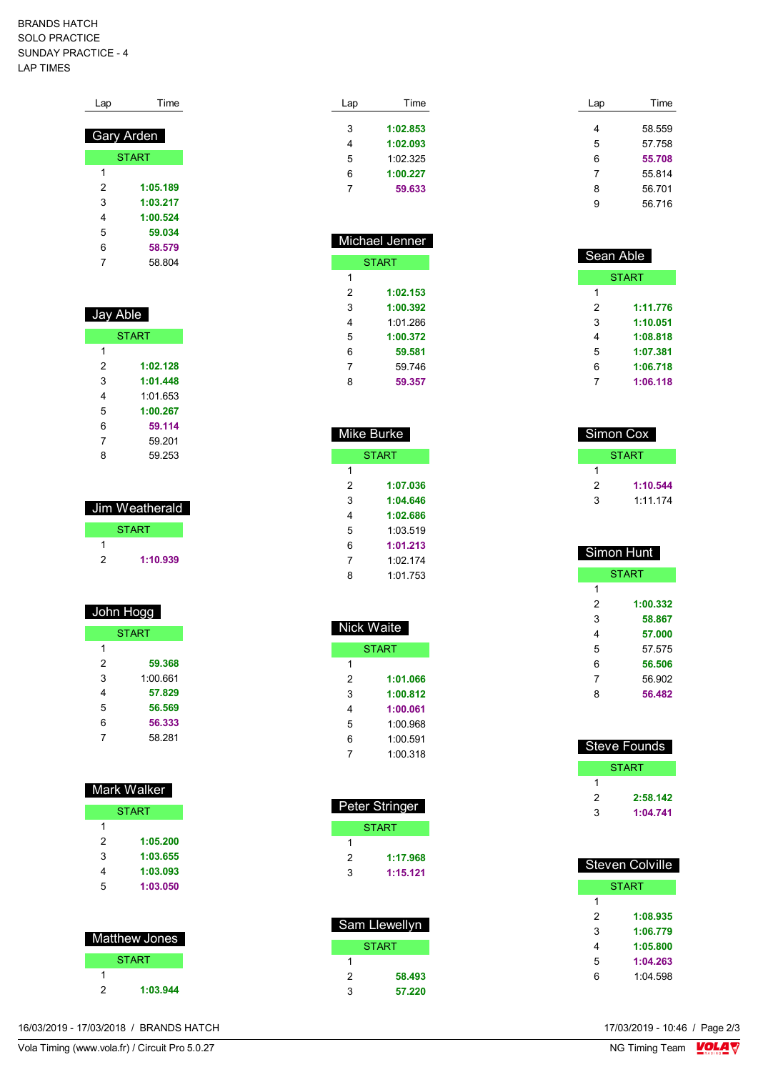BRANDS HATCH
SOLO PRACTICE
SUNDAY PRACTICE - 4
LAP TIMES

### Gary Arden

| Lap | Time |
|---|---|
| START | |
| 1 | |
| 2 | 1:05.189 |
| 3 | 1:03.217 |
| 4 | 1:00.524 |
| 5 | 59.034 |
| 6 | 58.579 |
| 7 | 58.804 |

### Jay Able

| Lap | Time |
|---|---|
| START | |
| 1 | |
| 2 | 1:02.128 |
| 3 | 1:01.448 |
| 4 | 1:01.653 |
| 5 | 1:00.267 |
| 6 | 59.114 |
| 7 | 59.201 |
| 8 | 59.253 |

### Jim Weatherald

| Lap | Time |
|---|---|
| START | |
| 1 | |
| 2 | 1:10.939 |

### John Hogg

| Lap | Time |
|---|---|
| START | |
| 1 | |
| 2 | 59.368 |
| 3 | 1:00.661 |
| 4 | 57.829 |
| 5 | 56.569 |
| 6 | 56.333 |
| 7 | 58.281 |

### Mark Walker

| Lap | Time |
|---|---|
| START | |
| 1 | |
| 2 | 1:05.200 |
| 3 | 1:03.655 |
| 4 | 1:03.093 |
| 5 | 1:03.050 |

### Matthew Jones

| Lap | Time |
|---|---|
| START | |
| 1 | |
| 2 | 1:03.944 |
| 3 | 1:02.853 |
| 4 | 1:02.093 |
| 5 | 1:02.325 |
| 6 | 1:00.227 |
| 7 | 59.633 |

### Michael Jenner

| Lap | Time |
|---|---|
| START | |
| 1 | |
| 2 | 1:02.153 |
| 3 | 1:00.392 |
| 4 | 1:01.286 |
| 5 | 1:00.372 |
| 6 | 59.581 |
| 7 | 59.746 |
| 8 | 59.357 |

### Mike Burke

| Lap | Time |
|---|---|
| START | |
| 1 | |
| 2 | 1:07.036 |
| 3 | 1:04.646 |
| 4 | 1:02.686 |
| 5 | 1:03.519 |
| 6 | 1:01.213 |
| 7 | 1:02.174 |
| 8 | 1:01.753 |

### Nick Waite

| Lap | Time |
|---|---|
| START | |
| 1 | |
| 2 | 1:01.066 |
| 3 | 1:00.812 |
| 4 | 1:00.061 |
| 5 | 1:00.968 |
| 6 | 1:00.591 |
| 7 | 1:00.318 |

### Peter Stringer

| Lap | Time |
|---|---|
| START | |
| 1 | |
| 2 | 1:17.968 |
| 3 | 1:15.121 |

### Sam Llewellyn

| Lap | Time |
|---|---|
| START | |
| 1 | |
| 2 | 58.493 |
| 3 | 57.220 |
| 4 | 58.559 |
| 5 | 57.758 |
| 6 | 55.708 |
| 7 | 55.814 |
| 8 | 56.701 |
| 9 | 56.716 |

### Sean Able

| Lap | Time |
|---|---|
| START | |
| 1 | |
| 2 | 1:11.776 |
| 3 | 1:10.051 |
| 4 | 1:08.818 |
| 5 | 1:07.381 |
| 6 | 1:06.718 |
| 7 | 1:06.118 |

### Simon Cox

| Lap | Time |
|---|---|
| START | |
| 1 | |
| 2 | 1:10.544 |
| 3 | 1:11.174 |

### Simon Hunt

| Lap | Time |
|---|---|
| START | |
| 1 | |
| 2 | 1:00.332 |
| 3 | 58.867 |
| 4 | 57.000 |
| 5 | 57.575 |
| 6 | 56.506 |
| 7 | 56.902 |
| 8 | 56.482 |

### Steve Founds

| Lap | Time |
|---|---|
| START | |
| 1 | |
| 2 | 2:58.142 |
| 3 | 1:04.741 |

### Steven Colville

| Lap | Time |
|---|---|
| START | |
| 1 | |
| 2 | 1:08.935 |
| 3 | 1:06.779 |
| 4 | 1:05.800 |
| 5 | 1:04.263 |
| 6 | 1:04.598 |

16/03/2019 - 17/03/2018 / BRANDS HATCH

Vola Timing (www.vola.fr) / Circuit Pro 5.0.27

17/03/2019 - 10:46

NG Timing Team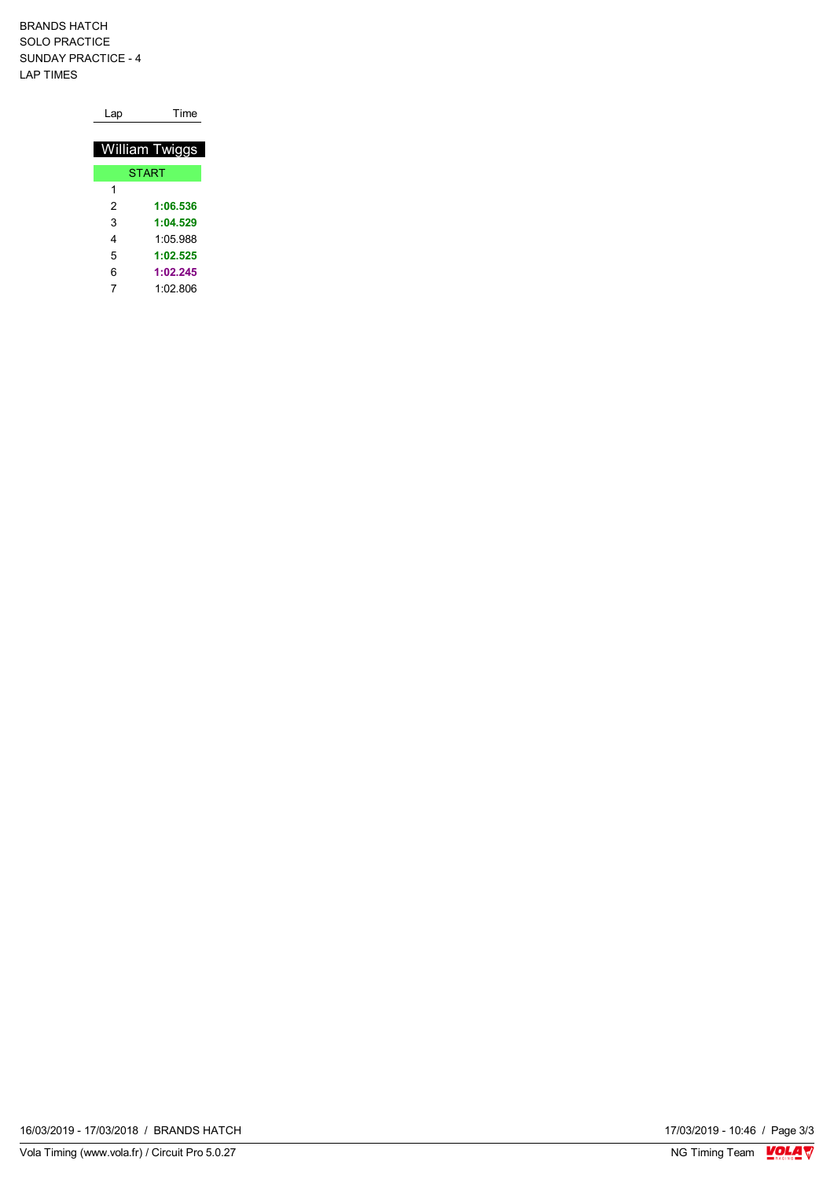BRANDS HATCH
SOLO PRACTICE
SUNDAY PRACTICE - 4
LAP TIMES

| Lap | Time |
|---|---|
| **William Twiggs** | |
| START | |
| 1 | |
| 2 | **1:06.536** |
| 3 | **1:04.529** |
| 4 | 1:05.988 |
| 5 | **1:02.525** |
| 6 | **1:02.245** |
| 7 | 1:02.806 |

16/03/2019 - 17/03/2018 / BRANDS HATCH

17/03/2019 - 10:46

Vola Timing (www.vola.fr) / Circuit Pro 5.0.27

NG Timing Team